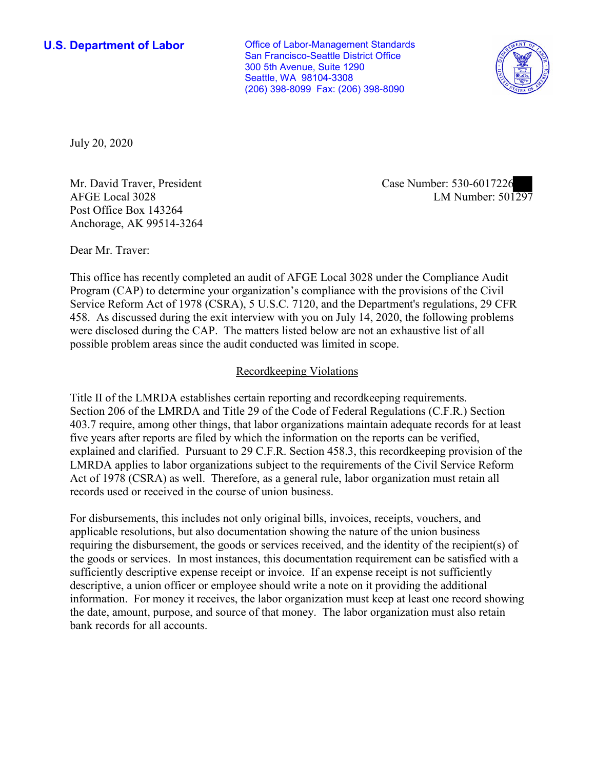**U.S. Department of Labor**

Office of Labor-Management Standards
San Francisco-Seattle District Office
300 5th Avenue, Suite 1290
Seattle, WA 98104-3308
(206) 398-8099 Fax: (206) 398-8090

July 20, 2020

Mr. David Traver, President
AFGE Local 3028
Post Office Box 143264
Anchorage, AK 99514-3264

Case Number: 530-6017226
LM Number: 501297

Dear Mr. Traver:

This office has recently completed an audit of AFGE Local 3028 under the Compliance Audit Program (CAP) to determine your organization's compliance with the provisions of the Civil Service Reform Act of 1978 (CSRA), 5 U.S.C. 7120, and the Department's regulations, 29 CFR 458. As discussed during the exit interview with you on July 14, 2020, the following problems were disclosed during the CAP. The matters listed below are not an exhaustive list of all possible problem areas since the audit conducted was limited in scope.

## Recordkeeping Violations

Title II of the LMRDA establishes certain reporting and recordkeeping requirements. Section 206 of the LMRDA and Title 29 of the Code of Federal Regulations (C.F.R.) Section 403.7 require, among other things, that labor organizations maintain adequate records for at least five years after reports are filed by which the information on the reports can be verified, explained and clarified. Pursuant to 29 C.F.R. Section 458.3, this recordkeeping provision of the LMRDA applies to labor organizations subject to the requirements of the Civil Service Reform Act of 1978 (CSRA) as well. Therefore, as a general rule, labor organization must retain all records used or received in the course of union business.

For disbursements, this includes not only original bills, invoices, receipts, vouchers, and applicable resolutions, but also documentation showing the nature of the union business requiring the disbursement, the goods or services received, and the identity of the recipient(s) of the goods or services. In most instances, this documentation requirement can be satisfied with a sufficiently descriptive expense receipt or invoice. If an expense receipt is not sufficiently descriptive, a union officer or employee should write a note on it providing the additional information. For money it receives, the labor organization must keep at least one record showing the date, amount, purpose, and source of that money. The labor organization must also retain bank records for all accounts.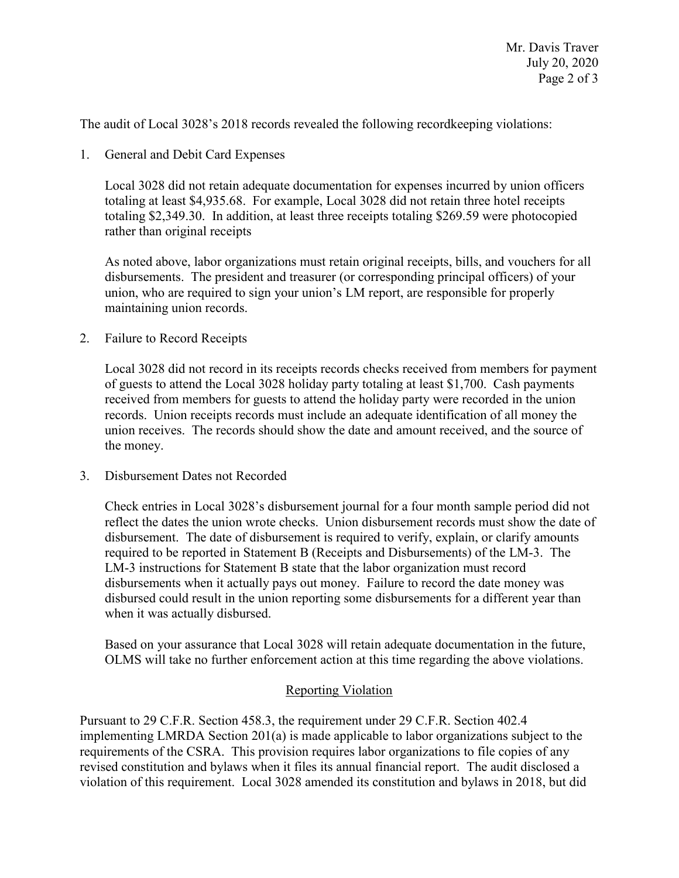The audit of Local 3028's 2018 records revealed the following recordkeeping violations:

1. General and Debit Card Expenses

   Local 3028 did not retain adequate documentation for expenses incurred by union officers totaling at least $4,935.68. For example, Local 3028 did not retain three hotel receipts totaling $2,349.30. In addition, at least three receipts totaling $269.59 were photocopied rather than original receipts

   As noted above, labor organizations must retain original receipts, bills, and vouchers for all disbursements. The president and treasurer (or corresponding principal officers) of your union, who are required to sign your union's LM report, are responsible for properly maintaining union records.

2. Failure to Record Receipts

   Local 3028 did not record in its receipts records checks received from members for payment of guests to attend the Local 3028 holiday party totaling at least $1,700. Cash payments received from members for guests to attend the holiday party were recorded in the union records. Union receipts records must include an adequate identification of all money the union receives. The records should show the date and amount received, and the source of the money.

3. Disbursement Dates not Recorded

   Check entries in Local 3028's disbursement journal for a four month sample period did not reflect the dates the union wrote checks. Union disbursement records must show the date of disbursement. The date of disbursement is required to verify, explain, or clarify amounts required to be reported in Statement B (Receipts and Disbursements) of the LM-3. The LM-3 instructions for Statement B state that the labor organization must record disbursements when it actually pays out money. Failure to record the date money was disbursed could result in the union reporting some disbursements for a different year than when it was actually disbursed.

   Based on your assurance that Local 3028 will retain adequate documentation in the future, OLMS will take no further enforcement action at this time regarding the above violations.

## Reporting Violation

Pursuant to 29 C.F.R. Section 458.3, the requirement under 29 C.F.R. Section 402.4 implementing LMRDA Section 201(a) is made applicable to labor organizations subject to the requirements of the CSRA. This provision requires labor organizations to file copies of any revised constitution and bylaws when it files its annual financial report. The audit disclosed a violation of this requirement. Local 3028 amended its constitution and bylaws in 2018, but did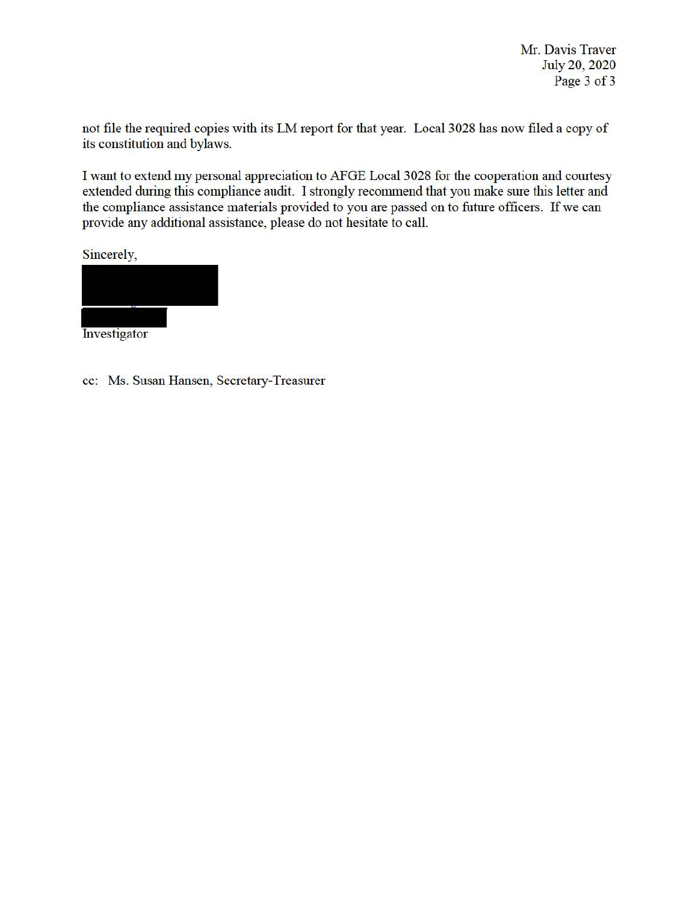not file the required copies with its LM report for that year. Local 3028 has now filed a copy of its constitution and bylaws.

I want to extend my personal appreciation to AFGE Local 3028 for the cooperation and courtesy extended during this compliance audit. I strongly recommend that you make sure this letter and the compliance assistance materials provided to you are passed on to future officers. If we can provide any additional assistance, please do not hesitate to call.

Sincerely,

Investigator

cc: Ms. Susan Hansen, Secretary-Treasurer